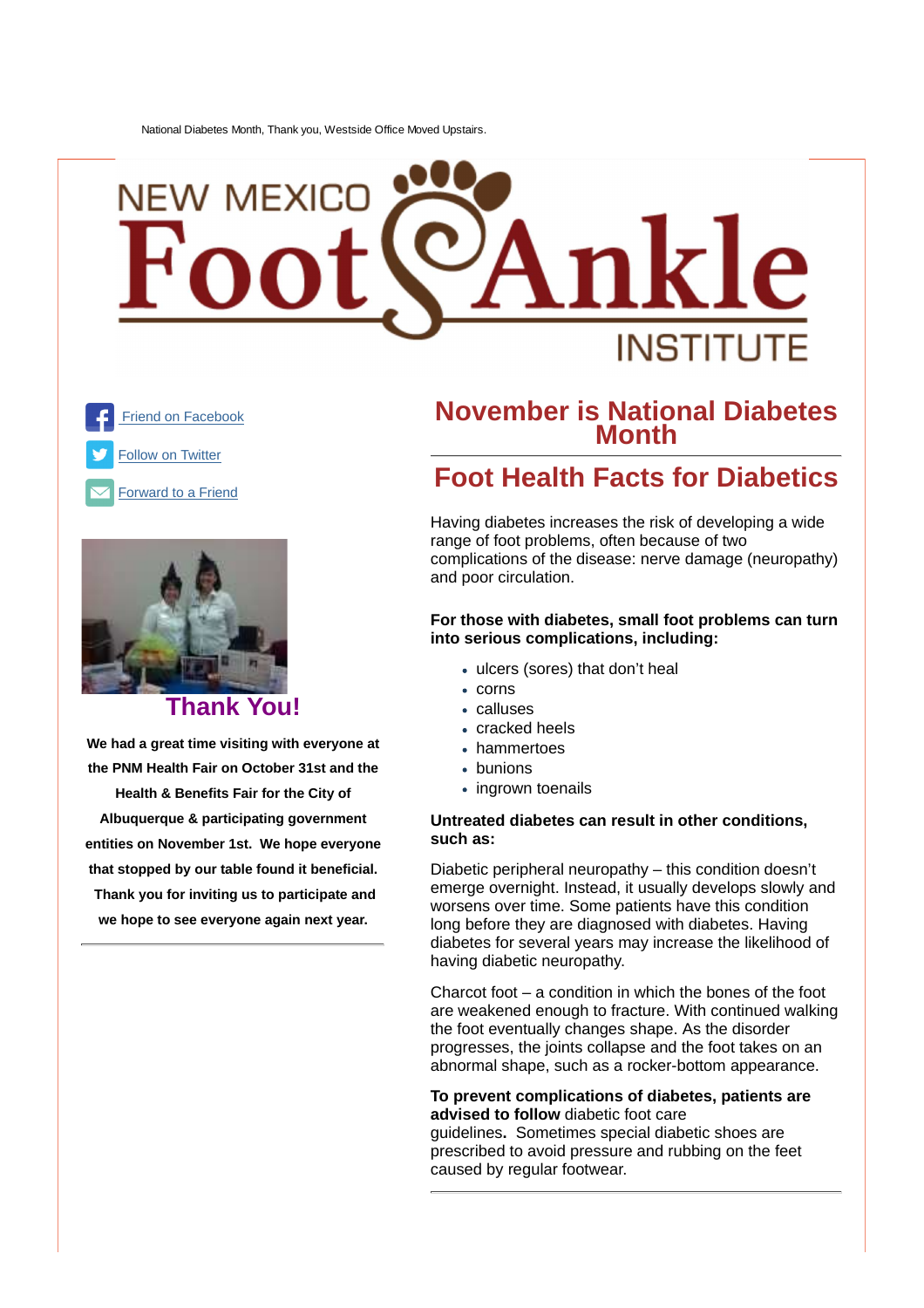National Diabetes Month, Thank you, Westside Office Moved Upstairs.

NEW MEXICO Foot & Ankle INSTITUTE

Friend on Facebook

Follow on Twitter

Forward to a Friend

## Thank You!

**We had a great time visiting with everyone at the PNM Health Fair on October 31st and the Health & Benefits Fair for the City of Albuquerque & participating government entities on November 1st. We hope everyone that stopped by our table found it beneficial. Thank you for inviting us to participate and we hope to see everyone again next year.**

---

## November is National Diabetes Month

---

## Foot Health Facts for Diabetics

Having diabetes increases the risk of developing a wide range of foot problems, often because of two complications of the disease: nerve damage (neuropathy) and poor circulation.

**For those with diabetes, small foot problems can turn into serious complications, including:**

- ulcers (sores) that don't heal
- corns
- calluses
- cracked heels
- hammertoes
- bunions
- ingrown toenails

**Untreated diabetes can result in other conditions, such as:**

Diabetic peripheral neuropathy – this condition doesn't emerge overnight. Instead, it usually develops slowly and worsens over time. Some patients have this condition long before they are diagnosed with diabetes. Having diabetes for several years may increase the likelihood of having diabetic neuropathy.

Charcot foot – a condition in which the bones of the foot are weakened enough to fracture. With continued walking the foot eventually changes shape. As the disorder progresses, the joints collapse and the foot takes on an abnormal shape, such as a rocker-bottom appearance.

**To prevent complications of diabetes, patients are advised to follow** diabetic foot care guidelines**.** Sometimes special diabetic shoes are prescribed to avoid pressure and rubbing on the feet caused by regular footwear.

---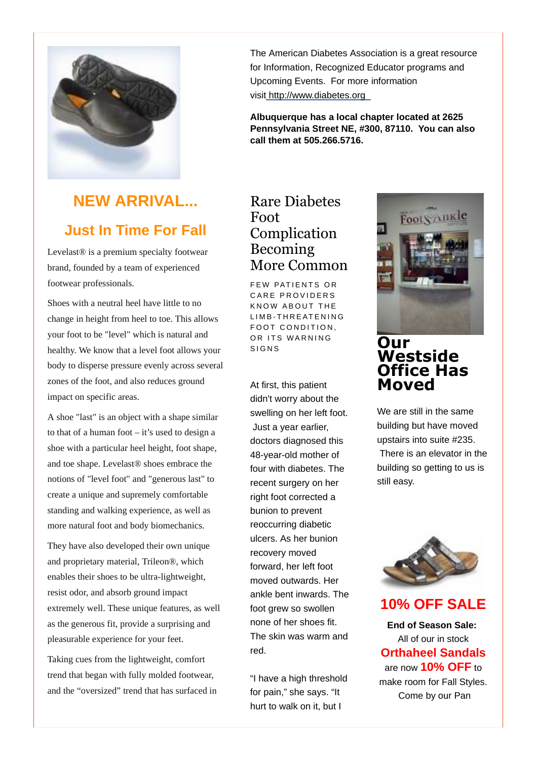The American Diabetes Association is a great resource for Information, Recognized Educator programs and Upcoming Events. For more information visit http://www.diabetes.org

**Albuquerque has a local chapter located at 2625 Pennsylvania Street NE, #300, 87110. You can also call them at 505.266.5716.**

## NEW ARRIVAL...

## Just In Time For Fall

Levelast® is a premium specialty footwear brand, founded by a team of experienced footwear professionals.

Shoes with a neutral heel have little to no change in height from heel to toe. This allows your foot to be "level" which is natural and healthy. We know that a level foot allows your body to disperse pressure evenly across several zones of the foot, and also reduces ground impact on specific areas.

A shoe "last" is an object with a shape similar to that of a human foot – it's used to design a shoe with a particular heel height, foot shape, and toe shape. Levelast® shoes embrace the notions of "level foot" and "generous last" to create a unique and supremely comfortable standing and walking experience, as well as more natural foot and body biomechanics.

They have also developed their own unique and proprietary material, Trileon®, which enables their shoes to be ultra-lightweight, resist odor, and absorb ground impact extremely well. These unique features, as well as the generous fit, provide a surprising and pleasurable experience for your feet.

Taking cues from the lightweight, comfort trend that began with fully molded footwear, and the "oversized" trend that has surfaced in

## Rare Diabetes Foot Complication Becoming More Common

FEW PATIENTS OR CARE PROVIDERS KNOW ABOUT THE LIMB-THREATENING FOOT CONDITION, OR ITS WARNING SIGNS

At first, this patient didn't worry about the swelling on her left foot. Just a year earlier, doctors diagnosed this 48-year-old mother of four with diabetes. The recent surgery on her right foot corrected a bunion to prevent reoccurring diabetic ulcers. As her bunion recovery moved forward, her left foot moved outwards. Her ankle bent inwards. The foot grew so swollen none of her shoes fit. The skin was warm and red.

"I have a high threshold for pain," she says. "It hurt to walk on it, but I

## Our Westside Office Has Moved

We are still in the same building but have moved upstairs into suite #235. There is an elevator in the building so getting to us is still easy.

## 10% OFF SALE

**End of Season Sale:**
All of our in stock
**Orthaheel Sandals**
are now **10% OFF** to make room for Fall Styles. Come by our Pan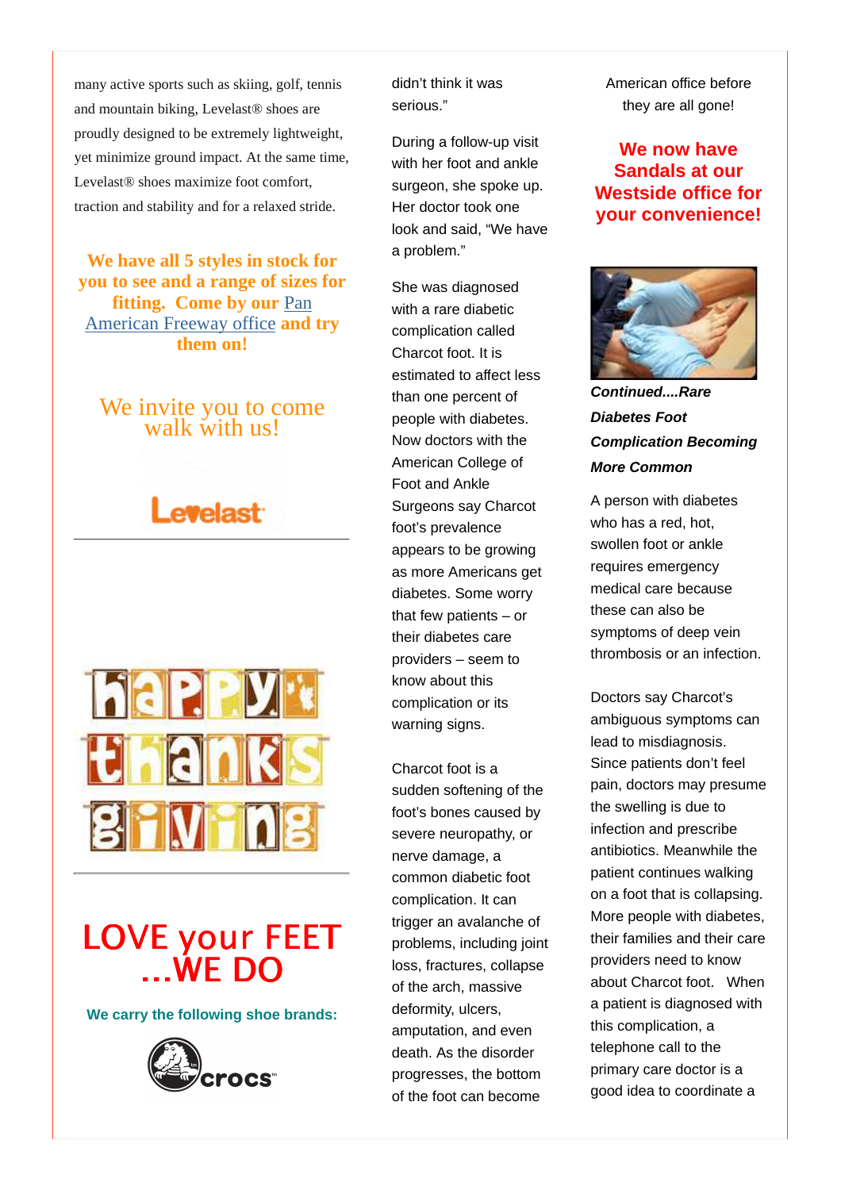many active sports such as skiing, golf, tennis and mountain biking, Levelast® shoes are proudly designed to be extremely lightweight, yet minimize ground impact. At the same time, Levelast® shoes maximize foot comfort, traction and stability and for a relaxed stride.

**We have all 5 styles in stock for you to see and a range of sizes for fitting. Come by our Pan American Freeway office and try them on!**

We invite you to come walk with us!

Levelast

---

happy thanks giving

---

# LOVE your FEET ...WE DO

**We carry the following shoe brands:**

crocs

didn't think it was serious."

During a follow-up visit with her foot and ankle surgeon, she spoke up. Her doctor took one look and said, "We have a problem."

She was diagnosed with a rare diabetic complication called Charcot foot. It is estimated to affect less than one percent of people with diabetes. Now doctors with the American College of Foot and Ankle Surgeons say Charcot foot's prevalence appears to be growing as more Americans get diabetes. Some worry that few patients – or their diabetes care providers – seem to know about this complication or its warning signs.

Charcot foot is a sudden softening of the foot's bones caused by severe neuropathy, or nerve damage, a common diabetic foot complication. It can trigger an avalanche of problems, including joint loss, fractures, collapse of the arch, massive deformity, ulcers, amputation, and even death. As the disorder progresses, the bottom of the foot can become

American office before they are all gone!

## We now have Sandals at our Westside office for your convenience!

***Continued....Rare Diabetes Foot Complication Becoming More Common***

A person with diabetes who has a red, hot, swollen foot or ankle requires emergency medical care because these can also be symptoms of deep vein thrombosis or an infection.

Doctors say Charcot's ambiguous symptoms can lead to misdiagnosis. Since patients don't feel pain, doctors may presume the swelling is due to infection and prescribe antibiotics. Meanwhile the patient continues walking on a foot that is collapsing. More people with diabetes, their families and their care providers need to know about Charcot foot. When a patient is diagnosed with this complication, a telephone call to the primary care doctor is a good idea to coordinate a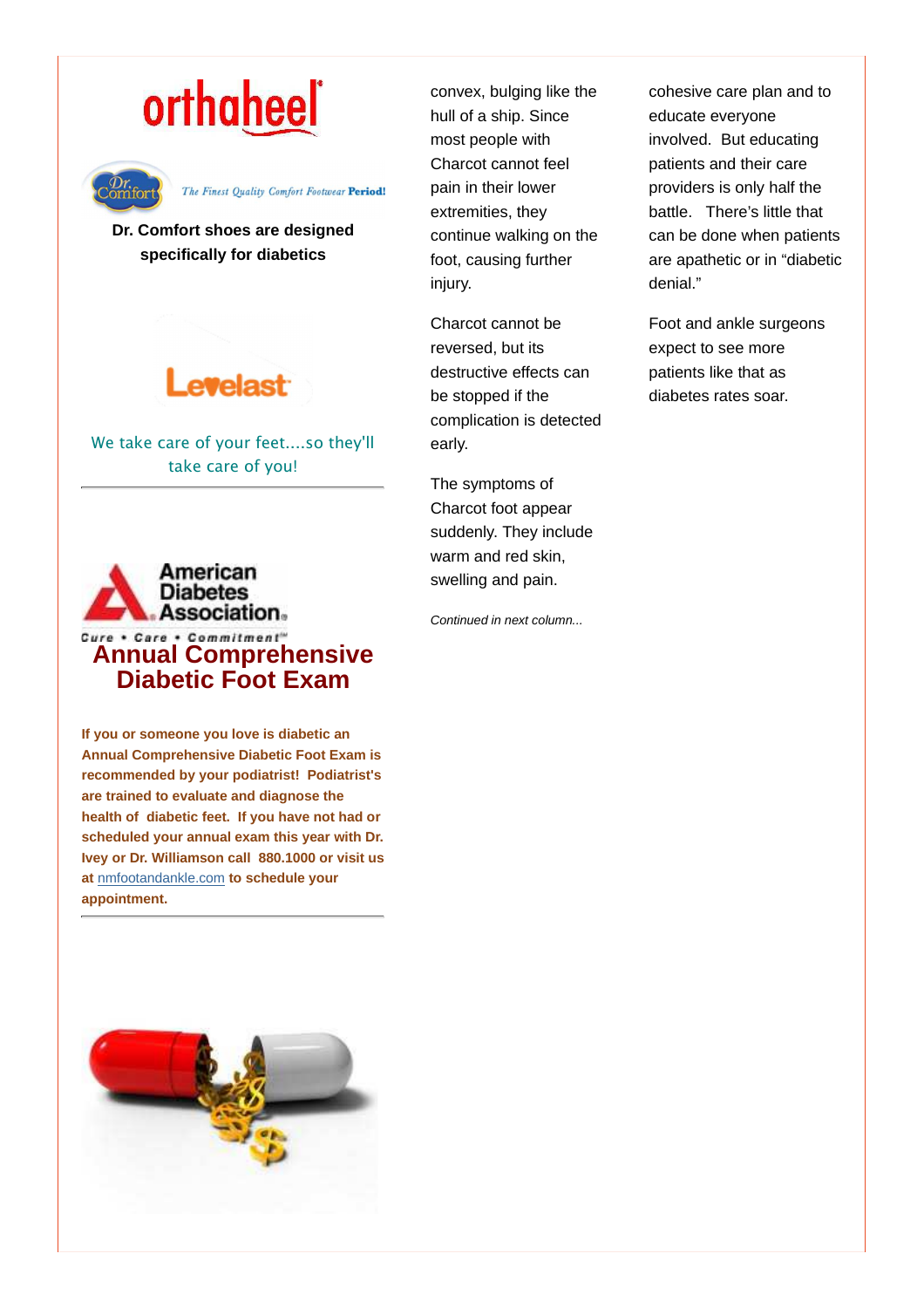orthaheel

Dr. Comfort — The Finest Quality Comfort Footwear **Period!**

**Dr. Comfort shoes are designed specifically for diabetics**

Levelast

We take care of your feet....so they'll take care of you!

---

American Diabetes Association. Cure • Care • Commitment

## Annual Comprehensive Diabetic Foot Exam

**If you or someone you love is diabetic an Annual Comprehensive Diabetic Foot Exam is recommended by your podiatrist! Podiatrist's are trained to evaluate and diagnose the health of diabetic feet. If you have not had or scheduled your annual exam this year with Dr. Ivey or Dr. Williamson call 880.1000 or visit us at nmfootandankle.com to schedule your appointment.**

---

convex, bulging like the hull of a ship. Since most people with Charcot cannot feel pain in their lower extremities, they continue walking on the foot, causing further injury.

Charcot cannot be reversed, but its destructive effects can be stopped if the complication is detected early.

The symptoms of Charcot foot appear suddenly. They include warm and red skin, swelling and pain.

*Continued in next column...*

cohesive care plan and to educate everyone involved. But educating patients and their care providers is only half the battle. There's little that can be done when patients are apathetic or in "diabetic denial."

Foot and ankle surgeons expect to see more patients like that as diabetes rates soar.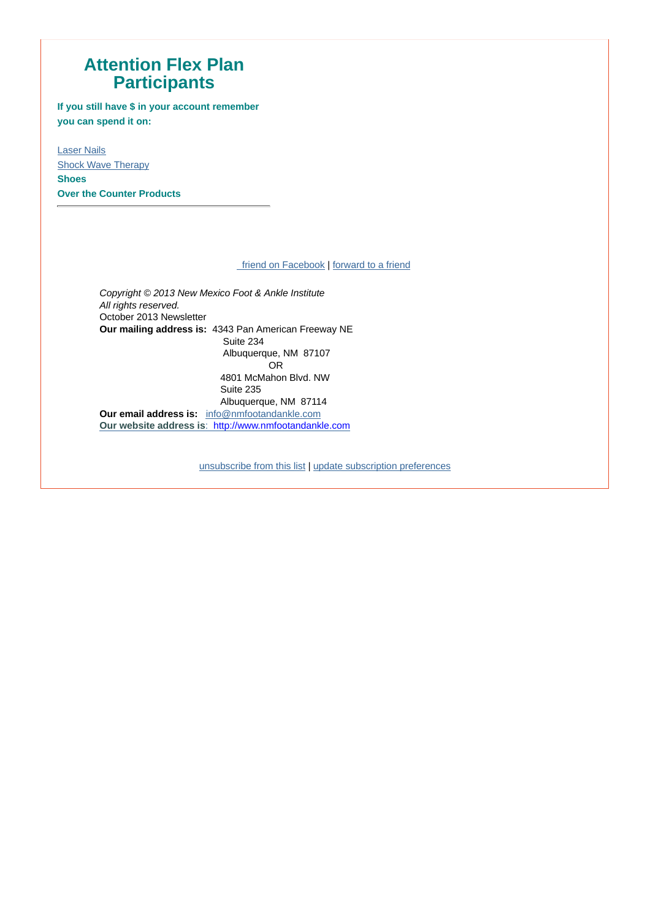## Attention Flex Plan Participants

**If you still have $ in your account remember you can spend it on:**

Laser Nails
Shock Wave Therapy
**Shoes**
**Over the Counter Products**

---

friend on Facebook | forward to a friend

*Copyright © 2013 New Mexico Foot & Ankle Institute*
*All rights reserved.*
October 2013 Newsletter
**Our mailing address is:** 4343 Pan American Freeway NE
Suite 234
Albuquerque, NM 87107
OR
4801 McMahon Blvd. NW
Suite 235
Albuquerque, NM 87114
**Our email address is:** info@nmfootandankle.com
**Our website address is**: http://www.nmfootandankle.com

unsubscribe from this list | update subscription preferences